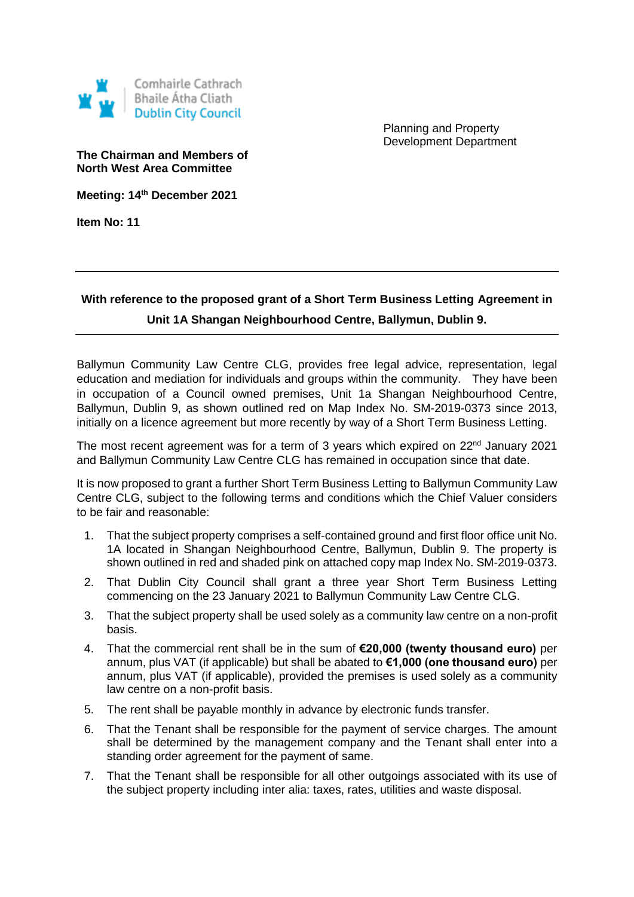Comhairle Cathrach Bhaile Átha Cliath
Dublin City Council

Planning and Property Development Department

**The Chairman and Members of North West Area Committee**

**Meeting: 14th December 2021**

**Item No: 11**

---

**With reference to the proposed grant of a Short Term Business Letting Agreement in Unit 1A Shangan Neighbourhood Centre, Ballymun, Dublin 9.**

---

Ballymun Community Law Centre CLG, provides free legal advice, representation, legal education and mediation for individuals and groups within the community. They have been in occupation of a Council owned premises, Unit 1a Shangan Neighbourhood Centre, Ballymun, Dublin 9, as shown outlined red on Map Index No. SM-2019-0373 since 2013, initially on a licence agreement but more recently by way of a Short Term Business Letting.

The most recent agreement was for a term of 3 years which expired on 22nd January 2021 and Ballymun Community Law Centre CLG has remained in occupation since that date.

It is now proposed to grant a further Short Term Business Letting to Ballymun Community Law Centre CLG, subject to the following terms and conditions which the Chief Valuer considers to be fair and reasonable:

1. That the subject property comprises a self-contained ground and first floor office unit No. 1A located in Shangan Neighbourhood Centre, Ballymun, Dublin 9. The property is shown outlined in red and shaded pink on attached copy map Index No. SM-2019-0373.
2. That Dublin City Council shall grant a three year Short Term Business Letting commencing on the 23 January 2021 to Ballymun Community Law Centre CLG.
3. That the subject property shall be used solely as a community law centre on a non-profit basis.
4. That the commercial rent shall be in the sum of **€20,000 (twenty thousand euro)** per annum, plus VAT (if applicable) but shall be abated to **€1,000 (one thousand euro)** per annum, plus VAT (if applicable), provided the premises is used solely as a community law centre on a non-profit basis.
5. The rent shall be payable monthly in advance by electronic funds transfer.
6. That the Tenant shall be responsible for the payment of service charges. The amount shall be determined by the management company and the Tenant shall enter into a standing order agreement for the payment of same.
7. That the Tenant shall be responsible for all other outgoings associated with its use of the subject property including inter alia: taxes, rates, utilities and waste disposal.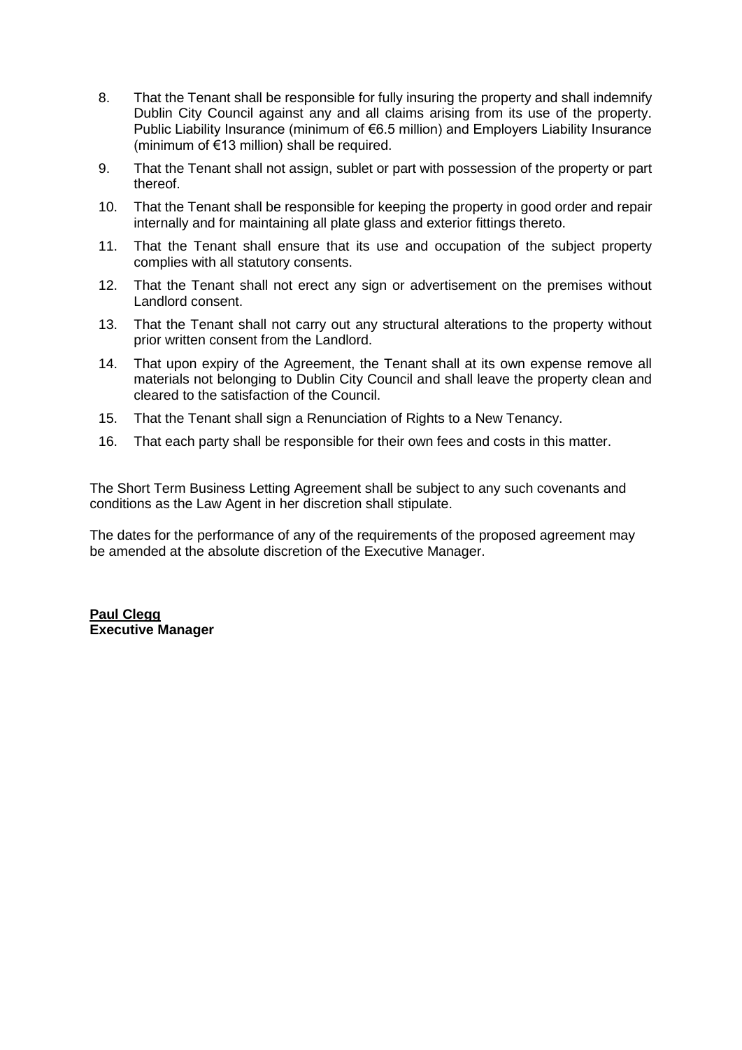8. That the Tenant shall be responsible for fully insuring the property and shall indemnify Dublin City Council against any and all claims arising from its use of the property. Public Liability Insurance (minimum of €6.5 million) and Employers Liability Insurance (minimum of €13 million) shall be required.
9. That the Tenant shall not assign, sublet or part with possession of the property or part thereof.
10. That the Tenant shall be responsible for keeping the property in good order and repair internally and for maintaining all plate glass and exterior fittings thereto.
11. That the Tenant shall ensure that its use and occupation of the subject property complies with all statutory consents.
12. That the Tenant shall not erect any sign or advertisement on the premises without Landlord consent.
13. That the Tenant shall not carry out any structural alterations to the property without prior written consent from the Landlord.
14. That upon expiry of the Agreement, the Tenant shall at its own expense remove all materials not belonging to Dublin City Council and shall leave the property clean and cleared to the satisfaction of the Council.
15. That the Tenant shall sign a Renunciation of Rights to a New Tenancy.
16. That each party shall be responsible for their own fees and costs in this matter.

The Short Term Business Letting Agreement shall be subject to any such covenants and conditions as the Law Agent in her discretion shall stipulate.

The dates for the performance of any of the requirements of the proposed agreement may be amended at the absolute discretion of the Executive Manager.

**Paul Clegg**
**Executive Manager**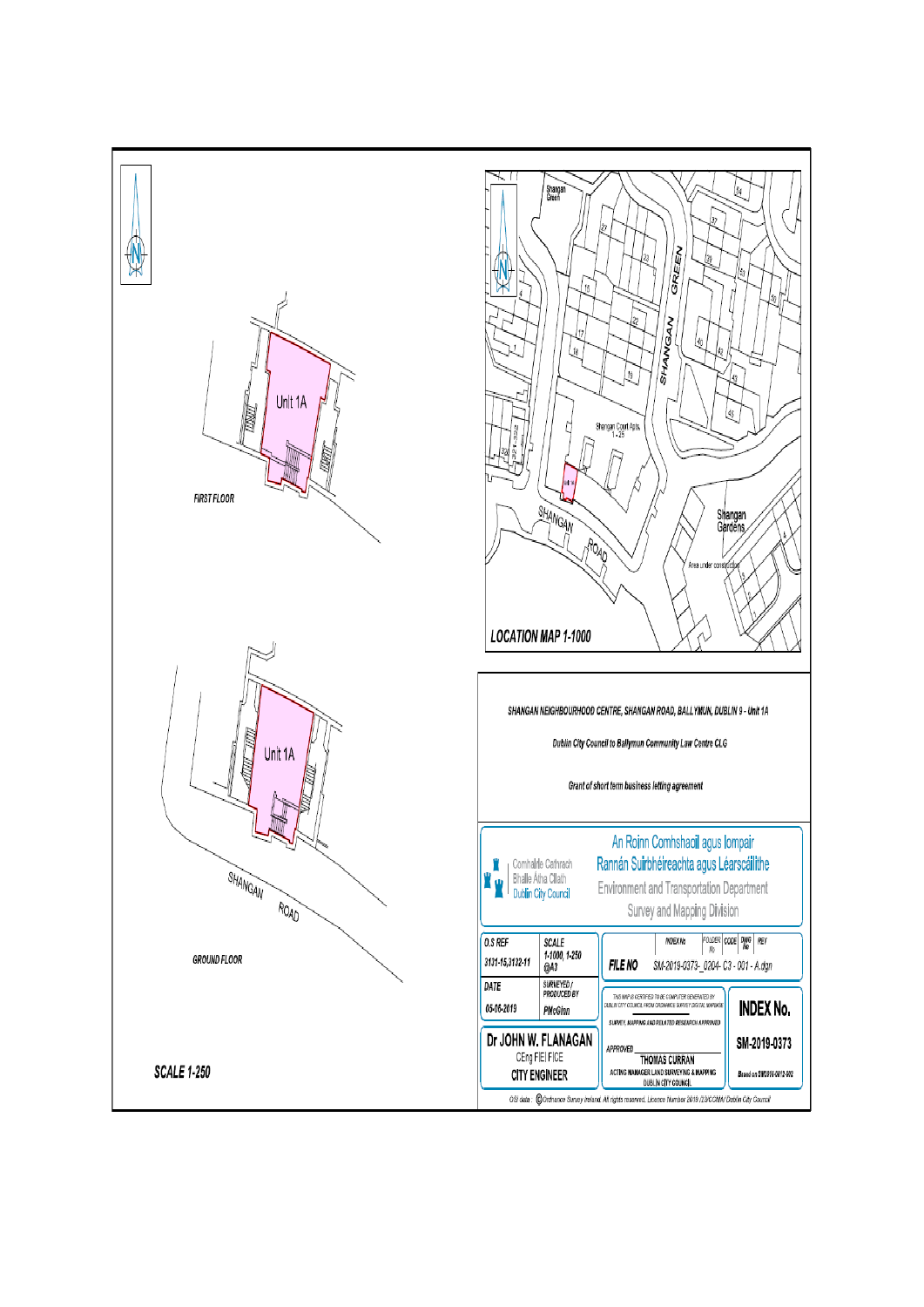FIRST FLOOR

Unit 1A

GROUND FLOOR

Unit 1A

SHANGAN ROAD

SCALE 1-250

LOCATION MAP 1-1000

SHANGAN NEIGHBOURHOOD CENTRE, SHANGAN ROAD, BALLYMUN, DUBLIN 9 - Unit 1A

Dublin City Council to Ballymun Community Law Centre CLG

Grant of short term business letting agreement

Comhairle Cathrach Bhaile Átha Cliath
Dublin City Council

An Roinn Comhshaoil agus Iompair
Rannán Suirbhéireachta agus Léarscáilithe
Environment and Transportation Department
Survey and Mapping Division

| | | | |
|---|---|---|---|
| O.S REF | SCALE | FILE NO | SM-2019-0373-_0204- C3 - 001 - A.dgn |
| 3131-15,3132-11 | 1-1000, 1-250 @A3 | | |
| DATE | SURVEYED / PRODUCED BY | THIS MAP IS CERTIFIED TO BE COMPUTER GENERATED BY DUBLIN CITY COUNCIL FROM ORDNANCE SURVEY DIGITAL MAPPING. SURVEY, MAPPING AND RELATED RESEARCH APPROVED | INDEX No. |
| 05-06-2019 | PMcGinn | | SM-2019-0373 |

Dr JOHN W. FLANAGAN
CEng FIEI FICE
CITY ENGINEER

APPROVED
THOMAS CURRAN
ACTING MANAGER LAND SURVEYING & MAPPING
DUBLIN CITY COUNCIL

Based on SM2008-0012-002

OSi data : © Ordnance Survey Ireland. All rights reserved. Licence Number 2019 /23/CCMA/ Dublin City Council